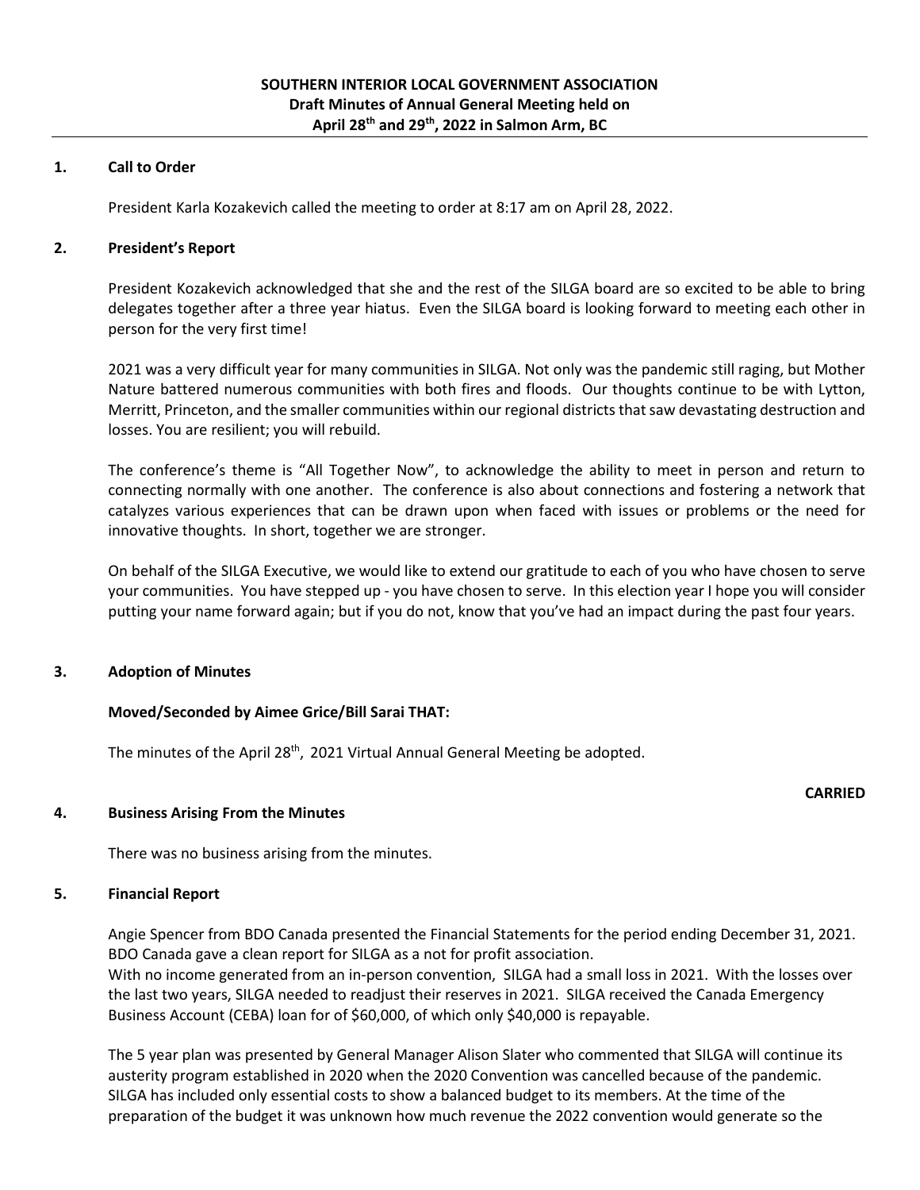**SOUTHERN INTERIOR LOCAL GOVERNMENT ASSOCIATION**
**Draft Minutes of Annual General Meeting held on**
**April 28th and 29th, 2022 in Salmon Arm, BC**

## 1. Call to Order

President Karla Kozakevich called the meeting to order at 8:17 am on April 28, 2022.

## 2. President's Report

President Kozakevich acknowledged that she and the rest of the SILGA board are so excited to be able to bring delegates together after a three year hiatus. Even the SILGA board is looking forward to meeting each other in person for the very first time!

2021 was a very difficult year for many communities in SILGA. Not only was the pandemic still raging, but Mother Nature battered numerous communities with both fires and floods. Our thoughts continue to be with Lytton, Merritt, Princeton, and the smaller communities within our regional districts that saw devastating destruction and losses. You are resilient; you will rebuild.

The conference's theme is "All Together Now", to acknowledge the ability to meet in person and return to connecting normally with one another. The conference is also about connections and fostering a network that catalyzes various experiences that can be drawn upon when faced with issues or problems or the need for innovative thoughts. In short, together we are stronger.

On behalf of the SILGA Executive, we would like to extend our gratitude to each of you who have chosen to serve your communities. You have stepped up - you have chosen to serve. In this election year I hope you will consider putting your name forward again; but if you do not, know that you've had an impact during the past four years.

## 3. Adoption of Minutes

**Moved/Seconded by Aimee Grice/Bill Sarai THAT:**

The minutes of the April 28th, 2021 Virtual Annual General Meeting be adopted.

**CARRIED**

## 4. Business Arising From the Minutes

There was no business arising from the minutes.

## 5. Financial Report

Angie Spencer from BDO Canada presented the Financial Statements for the period ending December 31, 2021. BDO Canada gave a clean report for SILGA as a not for profit association.
With no income generated from an in-person convention, SILGA had a small loss in 2021. With the losses over the last two years, SILGA needed to readjust their reserves in 2021. SILGA received the Canada Emergency Business Account (CEBA) loan for of $60,000, of which only $40,000 is repayable.

The 5 year plan was presented by General Manager Alison Slater who commented that SILGA will continue its austerity program established in 2020 when the 2020 Convention was cancelled because of the pandemic. SILGA has included only essential costs to show a balanced budget to its members. At the time of the preparation of the budget it was unknown how much revenue the 2022 convention would generate so the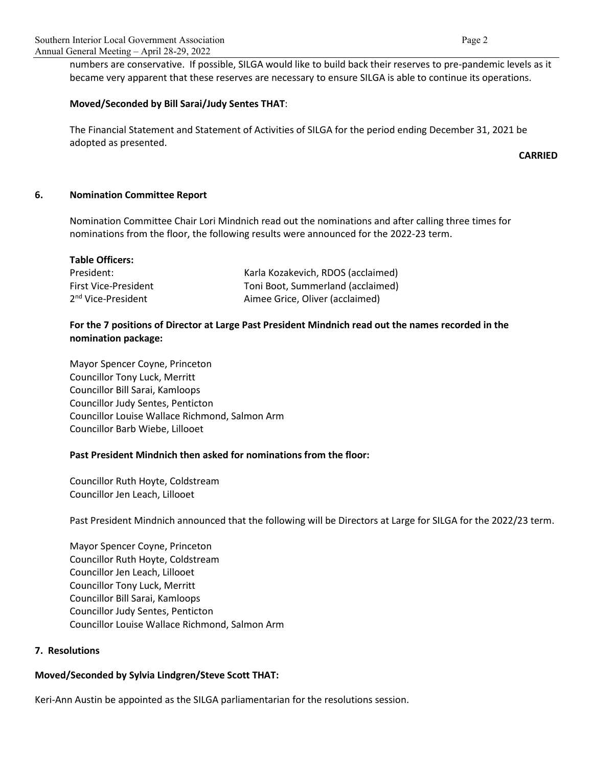numbers are conservative. If possible, SILGA would like to build back their reserves to pre-pandemic levels as it became very apparent that these reserves are necessary to ensure SILGA is able to continue its operations.

**Moved/Seconded by Bill Sarai/Judy Sentes THAT**:

The Financial Statement and Statement of Activities of SILGA for the period ending December 31, 2021 be adopted as presented.

**CARRIED**

## 6. Nomination Committee Report

Nomination Committee Chair Lori Mindnich read out the nominations and after calling three times for nominations from the floor, the following results were announced for the 2022-23 term.

**Table Officers:**

| | |
|---|---|
| President: | Karla Kozakevich, RDOS (acclaimed) |
| First Vice-President | Toni Boot, Summerland (acclaimed) |
| 2nd Vice-President | Aimee Grice, Oliver (acclaimed) |

**For the 7 positions of Director at Large Past President Mindnich read out the names recorded in the nomination package:**

Mayor Spencer Coyne, Princeton
Councillor Tony Luck, Merritt
Councillor Bill Sarai, Kamloops
Councillor Judy Sentes, Penticton
Councillor Louise Wallace Richmond, Salmon Arm
Councillor Barb Wiebe, Lillooet

**Past President Mindnich then asked for nominations from the floor:**

Councillor Ruth Hoyte, Coldstream
Councillor Jen Leach, Lillooet

Past President Mindnich announced that the following will be Directors at Large for SILGA for the 2022/23 term.

Mayor Spencer Coyne, Princeton
Councillor Ruth Hoyte, Coldstream
Councillor Jen Leach, Lillooet
Councillor Tony Luck, Merritt
Councillor Bill Sarai, Kamloops
Councillor Judy Sentes, Penticton
Councillor Louise Wallace Richmond, Salmon Arm

## 7. Resolutions

**Moved/Seconded by Sylvia Lindgren/Steve Scott THAT:**

Keri-Ann Austin be appointed as the SILGA parliamentarian for the resolutions session.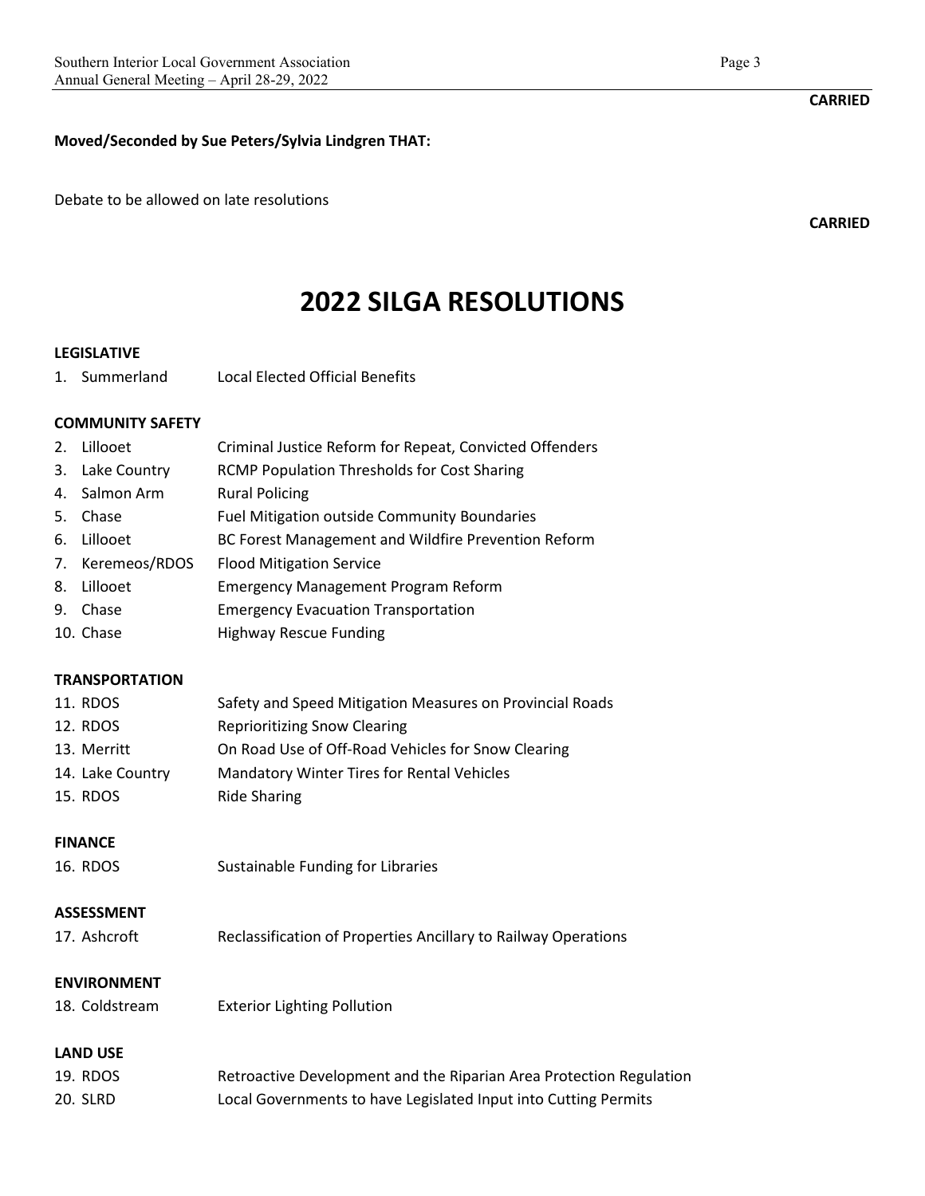**CARRIED**

**Moved/Seconded by Sue Peters/Sylvia Lindgren THAT:**

Debate to be allowed on late resolutions

**CARRIED**

# 2022 SILGA RESOLUTIONS

**LEGISLATIVE**

1. Summerland — Local Elected Official Benefits

**COMMUNITY SAFETY**

2. Lillooet — Criminal Justice Reform for Repeat, Convicted Offenders
3. Lake Country — RCMP Population Thresholds for Cost Sharing
4. Salmon Arm — Rural Policing
5. Chase — Fuel Mitigation outside Community Boundaries
6. Lillooet — BC Forest Management and Wildfire Prevention Reform
7. Keremeos/RDOS — Flood Mitigation Service
8. Lillooet — Emergency Management Program Reform
9. Chase — Emergency Evacuation Transportation
10. Chase — Highway Rescue Funding

**TRANSPORTATION**

11. RDOS — Safety and Speed Mitigation Measures on Provincial Roads
12. RDOS — Reprioritizing Snow Clearing
13. Merritt — On Road Use of Off-Road Vehicles for Snow Clearing
14. Lake Country — Mandatory Winter Tires for Rental Vehicles
15. RDOS — Ride Sharing

**FINANCE**

16. RDOS — Sustainable Funding for Libraries

**ASSESSMENT**

17. Ashcroft — Reclassification of Properties Ancillary to Railway Operations

**ENVIRONMENT**

18. Coldstream — Exterior Lighting Pollution

**LAND USE**

19. RDOS — Retroactive Development and the Riparian Area Protection Regulation
20. SLRD — Local Governments to have Legislated Input into Cutting Permits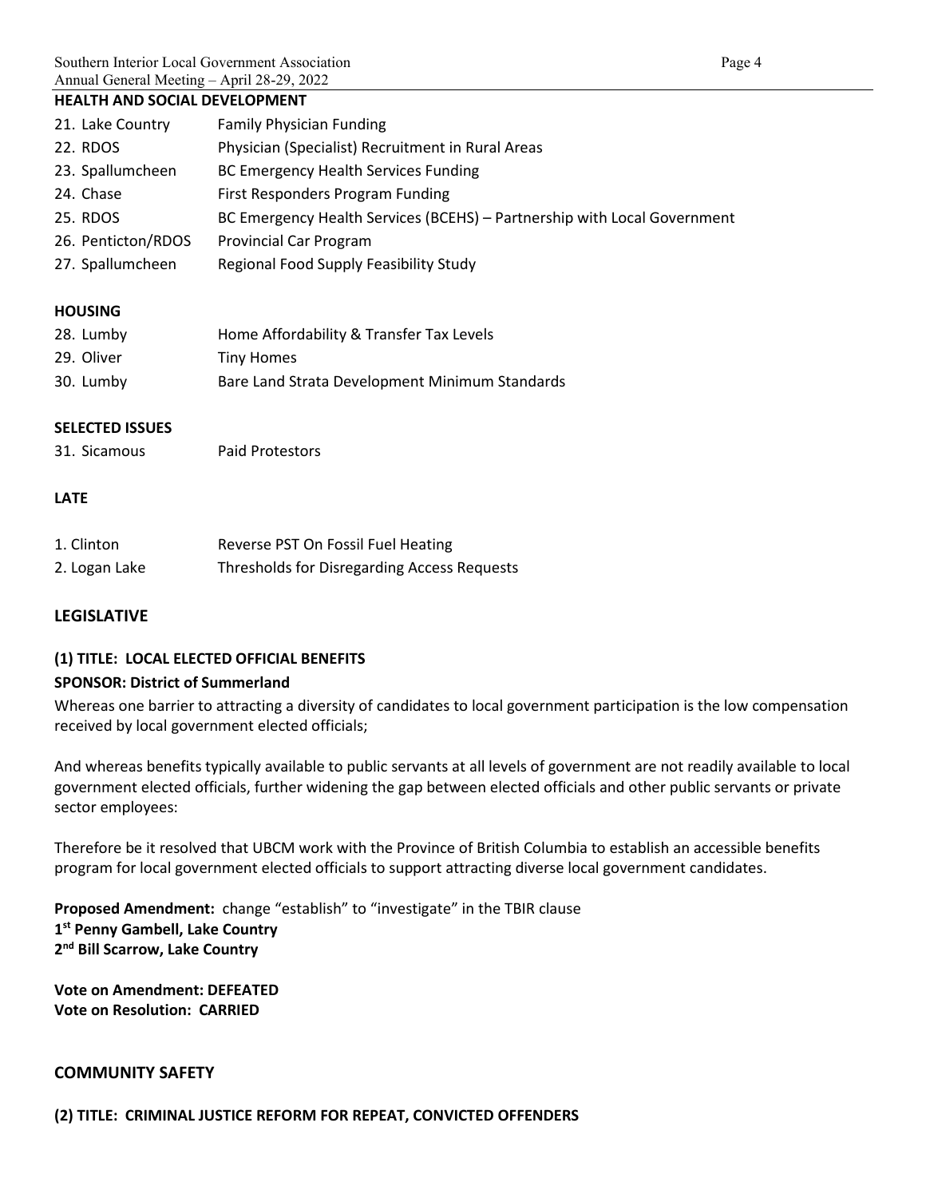**HEALTH AND SOCIAL DEVELOPMENT**

| | |
|---|---|
| 21. Lake Country | Family Physician Funding |
| 22. RDOS | Physician (Specialist) Recruitment in Rural Areas |
| 23. Spallumcheen | BC Emergency Health Services Funding |
| 24. Chase | First Responders Program Funding |
| 25. RDOS | BC Emergency Health Services (BCEHS) – Partnership with Local Government |
| 26. Penticton/RDOS | Provincial Car Program |
| 27. Spallumcheen | Regional Food Supply Feasibility Study |

**HOUSING**

| | |
|---|---|
| 28. Lumby | Home Affordability & Transfer Tax Levels |
| 29. Oliver | Tiny Homes |
| 30. Lumby | Bare Land Strata Development Minimum Standards |

**SELECTED ISSUES**

| | |
|---|---|
| 31. Sicamous | Paid Protestors |

**LATE**

| | |
|---|---|
| 1. Clinton | Reverse PST On Fossil Fuel Heating |
| 2. Logan Lake | Thresholds for Disregarding Access Requests |

## LEGISLATIVE

### (1) TITLE: LOCAL ELECTED OFFICIAL BENEFITS

**SPONSOR: District of Summerland**

Whereas one barrier to attracting a diversity of candidates to local government participation is the low compensation received by local government elected officials;

And whereas benefits typically available to public servants at all levels of government are not readily available to local government elected officials, further widening the gap between elected officials and other public servants or private sector employees:

Therefore be it resolved that UBCM work with the Province of British Columbia to establish an accessible benefits program for local government elected officials to support attracting diverse local government candidates.

**Proposed Amendment:** change "establish" to "investigate" in the TBIR clause
**1st Penny Gambell, Lake Country**
**2nd Bill Scarrow, Lake Country**

**Vote on Amendment: DEFEATED**
**Vote on Resolution: CARRIED**

## COMMUNITY SAFETY

### (2) TITLE: CRIMINAL JUSTICE REFORM FOR REPEAT, CONVICTED OFFENDERS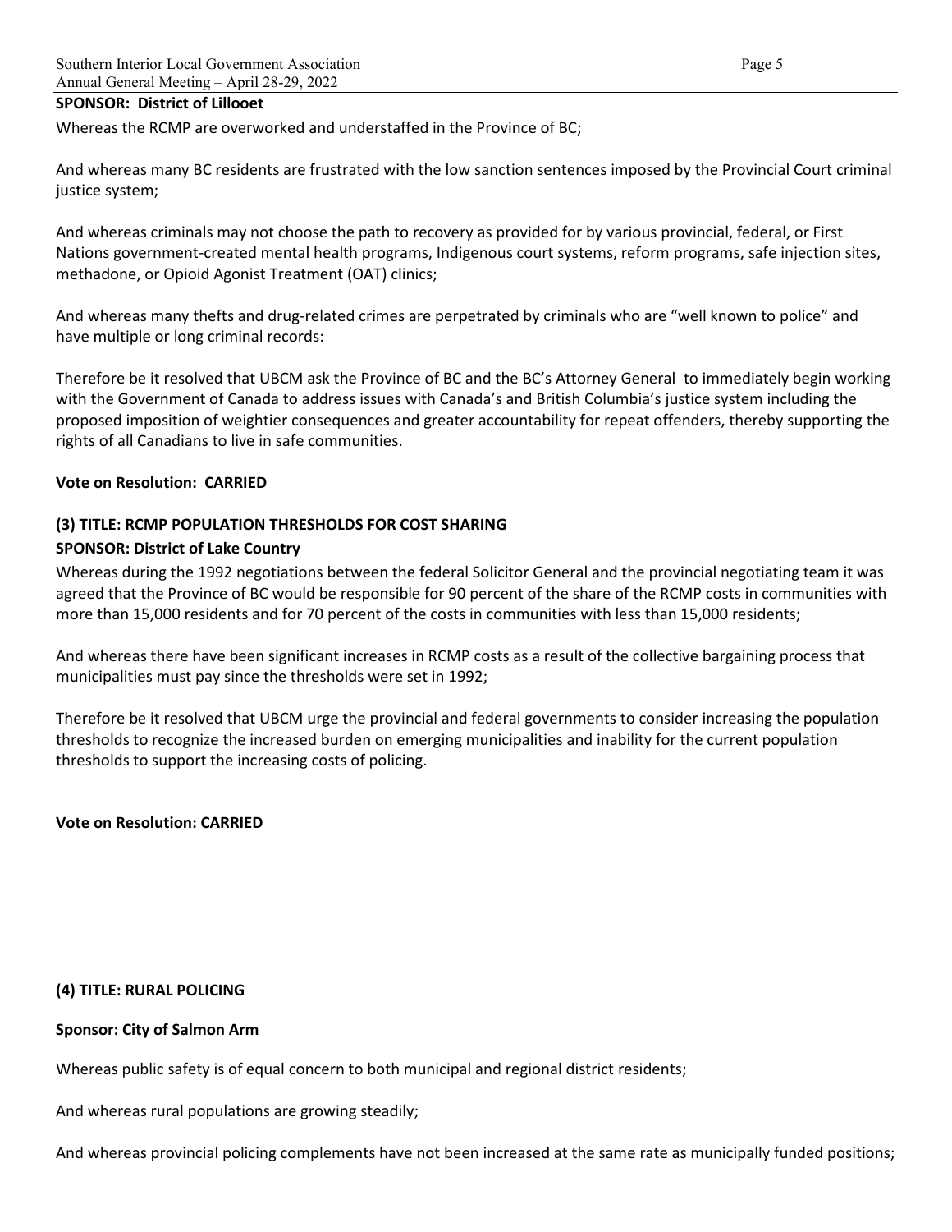**SPONSOR: District of Lillooet**

Whereas the RCMP are overworked and understaffed in the Province of BC;

And whereas many BC residents are frustrated with the low sanction sentences imposed by the Provincial Court criminal justice system;

And whereas criminals may not choose the path to recovery as provided for by various provincial, federal, or First Nations government-created mental health programs, Indigenous court systems, reform programs, safe injection sites, methadone, or Opioid Agonist Treatment (OAT) clinics;

And whereas many thefts and drug-related crimes are perpetrated by criminals who are "well known to police" and have multiple or long criminal records:

Therefore be it resolved that UBCM ask the Province of BC and the BC's Attorney General to immediately begin working with the Government of Canada to address issues with Canada's and British Columbia's justice system including the proposed imposition of weightier consequences and greater accountability for repeat offenders, thereby supporting the rights of all Canadians to live in safe communities.

**Vote on Resolution: CARRIED**

### (3) TITLE: RCMP POPULATION THRESHOLDS FOR COST SHARING

**SPONSOR: District of Lake Country**

Whereas during the 1992 negotiations between the federal Solicitor General and the provincial negotiating team it was agreed that the Province of BC would be responsible for 90 percent of the share of the RCMP costs in communities with more than 15,000 residents and for 70 percent of the costs in communities with less than 15,000 residents;

And whereas there have been significant increases in RCMP costs as a result of the collective bargaining process that municipalities must pay since the thresholds were set in 1992;

Therefore be it resolved that UBCM urge the provincial and federal governments to consider increasing the population thresholds to recognize the increased burden on emerging municipalities and inability for the current population thresholds to support the increasing costs of policing.

**Vote on Resolution: CARRIED**

### (4) TITLE: RURAL POLICING

**Sponsor: City of Salmon Arm**

Whereas public safety is of equal concern to both municipal and regional district residents;

And whereas rural populations are growing steadily;

And whereas provincial policing complements have not been increased at the same rate as municipally funded positions;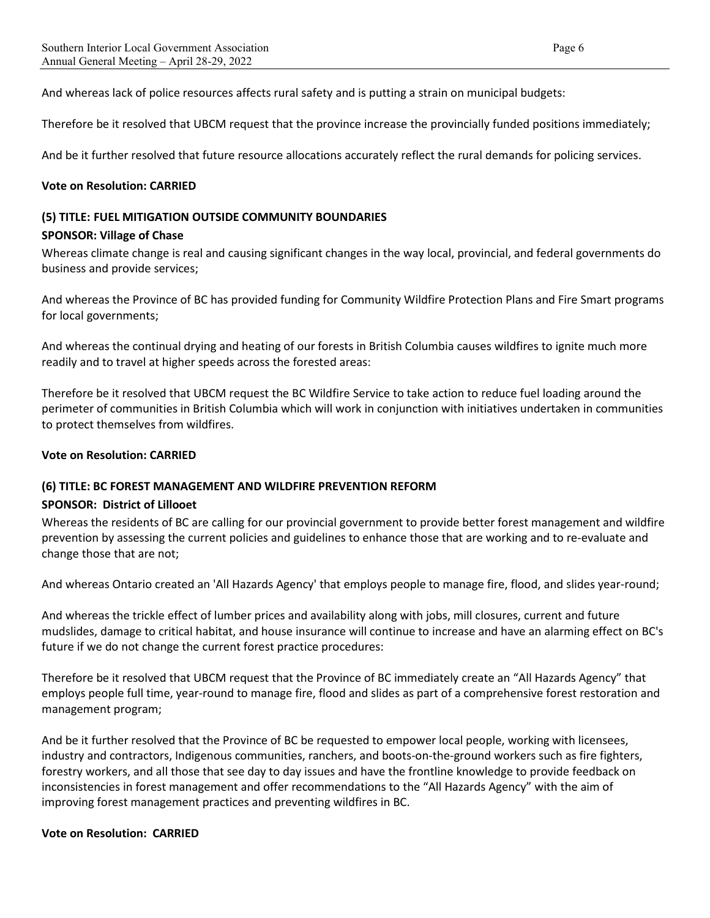And whereas lack of police resources affects rural safety and is putting a strain on municipal budgets:

Therefore be it resolved that UBCM request that the province increase the provincially funded positions immediately;

And be it further resolved that future resource allocations accurately reflect the rural demands for policing services.

**Vote on Resolution: CARRIED**

**(5) TITLE: FUEL MITIGATION OUTSIDE COMMUNITY BOUNDARIES**

**SPONSOR: Village of Chase**

Whereas climate change is real and causing significant changes in the way local, provincial, and federal governments do business and provide services;

And whereas the Province of BC has provided funding for Community Wildfire Protection Plans and Fire Smart programs for local governments;

And whereas the continual drying and heating of our forests in British Columbia causes wildfires to ignite much more readily and to travel at higher speeds across the forested areas:

Therefore be it resolved that UBCM request the BC Wildfire Service to take action to reduce fuel loading around the perimeter of communities in British Columbia which will work in conjunction with initiatives undertaken in communities to protect themselves from wildfires.

**Vote on Resolution: CARRIED**

**(6) TITLE: BC FOREST MANAGEMENT AND WILDFIRE PREVENTION REFORM**

**SPONSOR: District of Lillooet**

Whereas the residents of BC are calling for our provincial government to provide better forest management and wildfire prevention by assessing the current policies and guidelines to enhance those that are working and to re-evaluate and change those that are not;

And whereas Ontario created an 'All Hazards Agency' that employs people to manage fire, flood, and slides year-round;

And whereas the trickle effect of lumber prices and availability along with jobs, mill closures, current and future mudslides, damage to critical habitat, and house insurance will continue to increase and have an alarming effect on BC's future if we do not change the current forest practice procedures:

Therefore be it resolved that UBCM request that the Province of BC immediately create an "All Hazards Agency" that employs people full time, year-round to manage fire, flood and slides as part of a comprehensive forest restoration and management program;

And be it further resolved that the Province of BC be requested to empower local people, working with licensees, industry and contractors, Indigenous communities, ranchers, and boots-on-the-ground workers such as fire fighters, forestry workers, and all those that see day to day issues and have the frontline knowledge to provide feedback on inconsistencies in forest management and offer recommendations to the "All Hazards Agency" with the aim of improving forest management practices and preventing wildfires in BC.

**Vote on Resolution: CARRIED**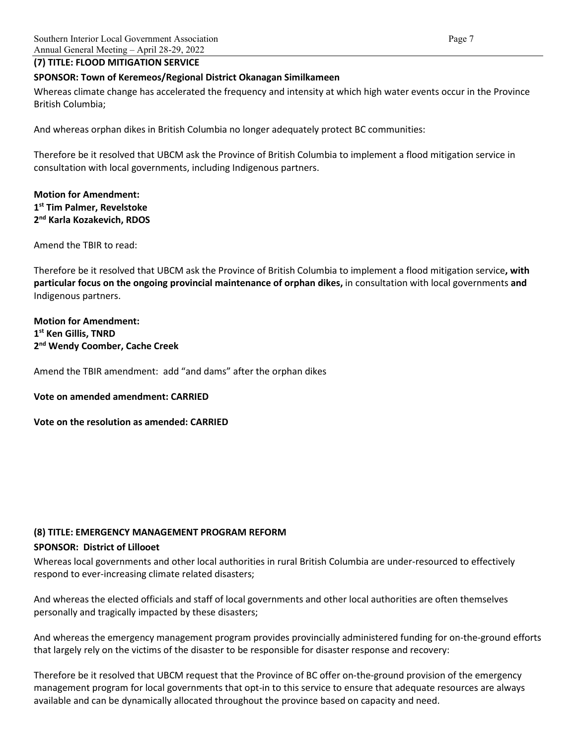### (7) TITLE: FLOOD MITIGATION SERVICE

**SPONSOR: Town of Keremeos/Regional District Okanagan Similkameen**

Whereas climate change has accelerated the frequency and intensity at which high water events occur in the Province British Columbia;

And whereas orphan dikes in British Columbia no longer adequately protect BC communities:

Therefore be it resolved that UBCM ask the Province of British Columbia to implement a flood mitigation service in consultation with local governments, including Indigenous partners.

**Motion for Amendment:**
**1st Tim Palmer, Revelstoke**
**2nd Karla Kozakevich, RDOS**

Amend the TBIR to read:

Therefore be it resolved that UBCM ask the Province of British Columbia to implement a flood mitigation service**, with particular focus on the ongoing provincial maintenance of orphan dikes,** in consultation with local governments **and** Indigenous partners.

**Motion for Amendment:**
**1st Ken Gillis, TNRD**
**2nd Wendy Coomber, Cache Creek**

Amend the TBIR amendment: add "and dams" after the orphan dikes

**Vote on amended amendment: CARRIED**

**Vote on the resolution as amended: CARRIED**

### (8) TITLE: EMERGENCY MANAGEMENT PROGRAM REFORM

**SPONSOR: District of Lillooet**

Whereas local governments and other local authorities in rural British Columbia are under-resourced to effectively respond to ever-increasing climate related disasters;

And whereas the elected officials and staff of local governments and other local authorities are often themselves personally and tragically impacted by these disasters;

And whereas the emergency management program provides provincially administered funding for on-the-ground efforts that largely rely on the victims of the disaster to be responsible for disaster response and recovery:

Therefore be it resolved that UBCM request that the Province of BC offer on-the-ground provision of the emergency management program for local governments that opt-in to this service to ensure that adequate resources are always available and can be dynamically allocated throughout the province based on capacity and need.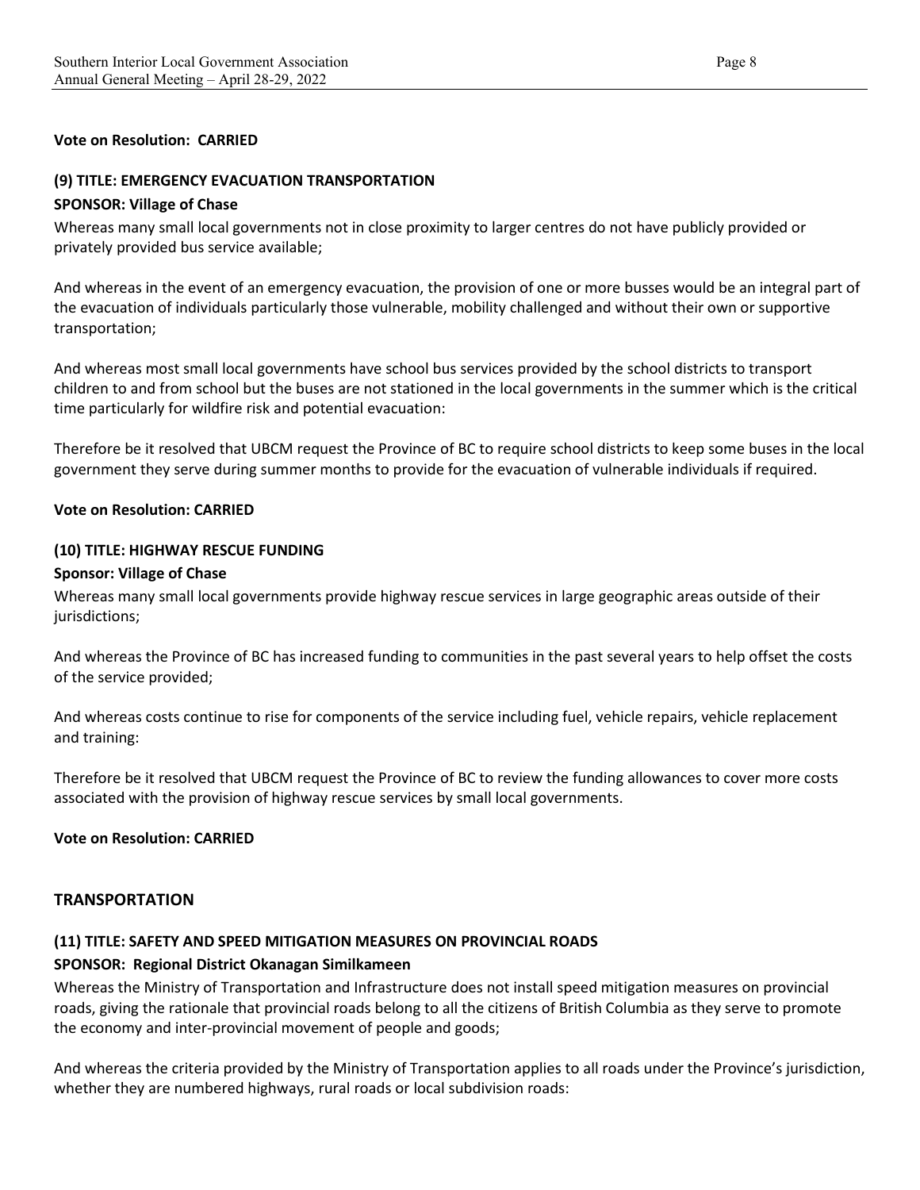**Vote on Resolution: CARRIED**

**(9) TITLE: EMERGENCY EVACUATION TRANSPORTATION**

**SPONSOR: Village of Chase**

Whereas many small local governments not in close proximity to larger centres do not have publicly provided or privately provided bus service available;

And whereas in the event of an emergency evacuation, the provision of one or more busses would be an integral part of the evacuation of individuals particularly those vulnerable, mobility challenged and without their own or supportive transportation;

And whereas most small local governments have school bus services provided by the school districts to transport children to and from school but the buses are not stationed in the local governments in the summer which is the critical time particularly for wildfire risk and potential evacuation:

Therefore be it resolved that UBCM request the Province of BC to require school districts to keep some buses in the local government they serve during summer months to provide for the evacuation of vulnerable individuals if required.

**Vote on Resolution: CARRIED**

**(10) TITLE: HIGHWAY RESCUE FUNDING**

**Sponsor: Village of Chase**

Whereas many small local governments provide highway rescue services in large geographic areas outside of their jurisdictions;

And whereas the Province of BC has increased funding to communities in the past several years to help offset the costs of the service provided;

And whereas costs continue to rise for components of the service including fuel, vehicle repairs, vehicle replacement and training:

Therefore be it resolved that UBCM request the Province of BC to review the funding allowances to cover more costs associated with the provision of highway rescue services by small local governments.

**Vote on Resolution: CARRIED**

## TRANSPORTATION

**(11) TITLE: SAFETY AND SPEED MITIGATION MEASURES ON PROVINCIAL ROADS**

**SPONSOR: Regional District Okanagan Similkameen**

Whereas the Ministry of Transportation and Infrastructure does not install speed mitigation measures on provincial roads, giving the rationale that provincial roads belong to all the citizens of British Columbia as they serve to promote the economy and inter-provincial movement of people and goods;

And whereas the criteria provided by the Ministry of Transportation applies to all roads under the Province's jurisdiction, whether they are numbered highways, rural roads or local subdivision roads: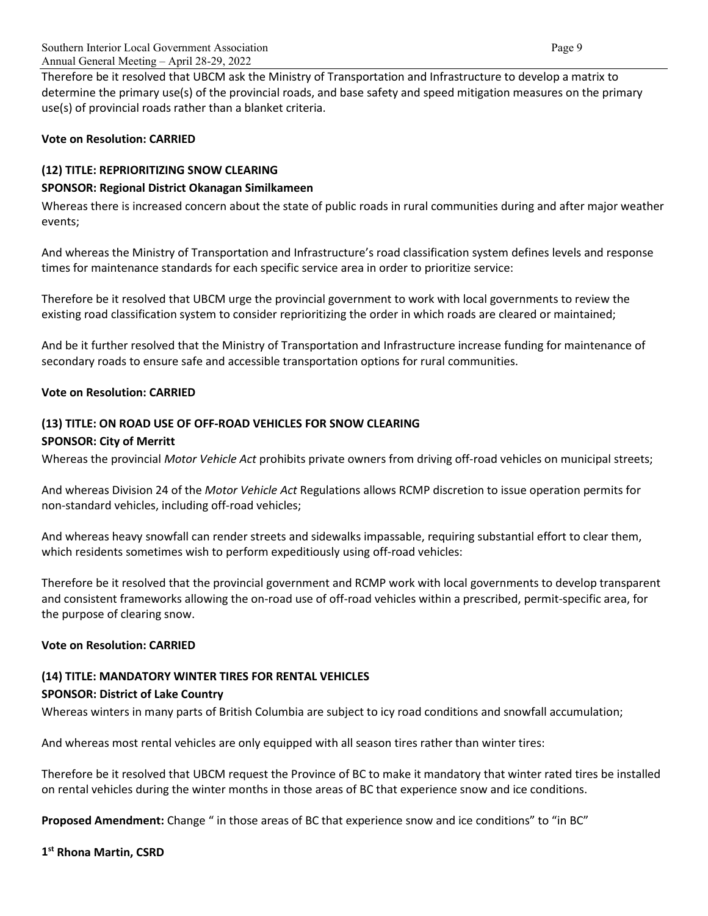Therefore be it resolved that UBCM ask the Ministry of Transportation and Infrastructure to develop a matrix to determine the primary use(s) of the provincial roads, and base safety and speed mitigation measures on the primary use(s) of provincial roads rather than a blanket criteria.

**Vote on Resolution: CARRIED**

**(12) TITLE: REPRIORITIZING SNOW CLEARING**

**SPONSOR: Regional District Okanagan Similkameen**

Whereas there is increased concern about the state of public roads in rural communities during and after major weather events;

And whereas the Ministry of Transportation and Infrastructure's road classification system defines levels and response times for maintenance standards for each specific service area in order to prioritize service:

Therefore be it resolved that UBCM urge the provincial government to work with local governments to review the existing road classification system to consider reprioritizing the order in which roads are cleared or maintained;

And be it further resolved that the Ministry of Transportation and Infrastructure increase funding for maintenance of secondary roads to ensure safe and accessible transportation options for rural communities.

**Vote on Resolution: CARRIED**

**(13) TITLE: ON ROAD USE OF OFF-ROAD VEHICLES FOR SNOW CLEARING**

**SPONSOR: City of Merritt**

Whereas the provincial *Motor Vehicle Act* prohibits private owners from driving off-road vehicles on municipal streets;

And whereas Division 24 of the *Motor Vehicle Act* Regulations allows RCMP discretion to issue operation permits for non-standard vehicles, including off-road vehicles;

And whereas heavy snowfall can render streets and sidewalks impassable, requiring substantial effort to clear them, which residents sometimes wish to perform expeditiously using off-road vehicles:

Therefore be it resolved that the provincial government and RCMP work with local governments to develop transparent and consistent frameworks allowing the on-road use of off-road vehicles within a prescribed, permit-specific area, for the purpose of clearing snow.

**Vote on Resolution: CARRIED**

**(14) TITLE: MANDATORY WINTER TIRES FOR RENTAL VEHICLES**

**SPONSOR: District of Lake Country**

Whereas winters in many parts of British Columbia are subject to icy road conditions and snowfall accumulation;

And whereas most rental vehicles are only equipped with all season tires rather than winter tires:

Therefore be it resolved that UBCM request the Province of BC to make it mandatory that winter rated tires be installed on rental vehicles during the winter months in those areas of BC that experience snow and ice conditions.

**Proposed Amendment:** Change " in those areas of BC that experience snow and ice conditions" to "in BC"

**1st Rhona Martin, CSRD**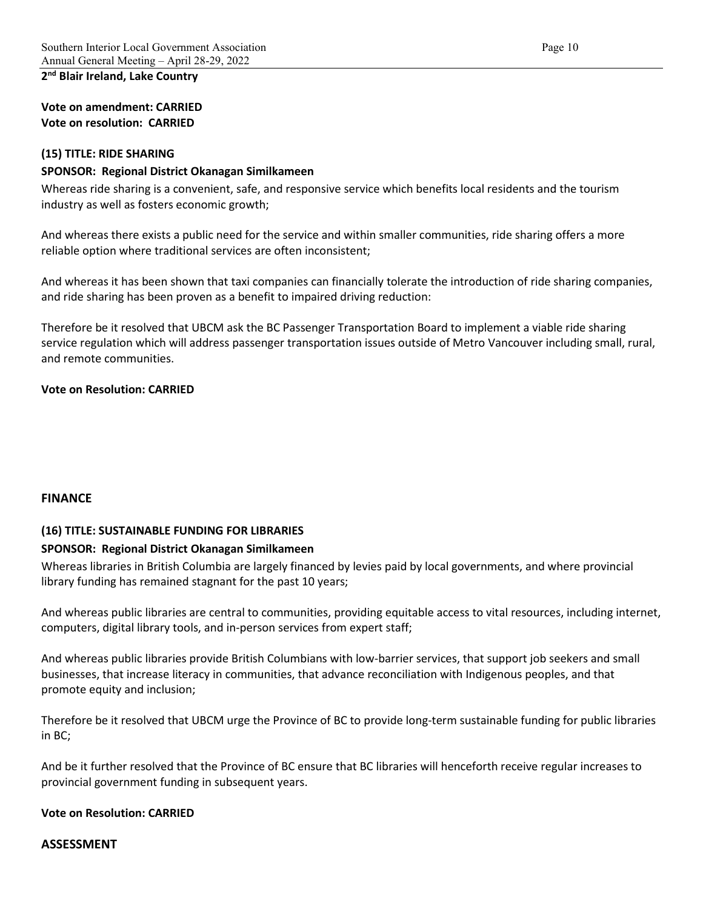**2nd Blair Ireland, Lake Country**

**Vote on amendment: CARRIED**
**Vote on resolution: CARRIED**

**(15) TITLE: RIDE SHARING**

**SPONSOR: Regional District Okanagan Similkameen**

Whereas ride sharing is a convenient, safe, and responsive service which benefits local residents and the tourism industry as well as fosters economic growth;

And whereas there exists a public need for the service and within smaller communities, ride sharing offers a more reliable option where traditional services are often inconsistent;

And whereas it has been shown that taxi companies can financially tolerate the introduction of ride sharing companies, and ride sharing has been proven as a benefit to impaired driving reduction:

Therefore be it resolved that UBCM ask the BC Passenger Transportation Board to implement a viable ride sharing service regulation which will address passenger transportation issues outside of Metro Vancouver including small, rural, and remote communities.

**Vote on Resolution: CARRIED**

## FINANCE

**(16) TITLE: SUSTAINABLE FUNDING FOR LIBRARIES**

**SPONSOR: Regional District Okanagan Similkameen**

Whereas libraries in British Columbia are largely financed by levies paid by local governments, and where provincial library funding has remained stagnant for the past 10 years;

And whereas public libraries are central to communities, providing equitable access to vital resources, including internet, computers, digital library tools, and in-person services from expert staff;

And whereas public libraries provide British Columbians with low-barrier services, that support job seekers and small businesses, that increase literacy in communities, that advance reconciliation with Indigenous peoples, and that promote equity and inclusion;

Therefore be it resolved that UBCM urge the Province of BC to provide long-term sustainable funding for public libraries in BC;

And be it further resolved that the Province of BC ensure that BC libraries will henceforth receive regular increases to provincial government funding in subsequent years.

**Vote on Resolution: CARRIED**

## ASSESSMENT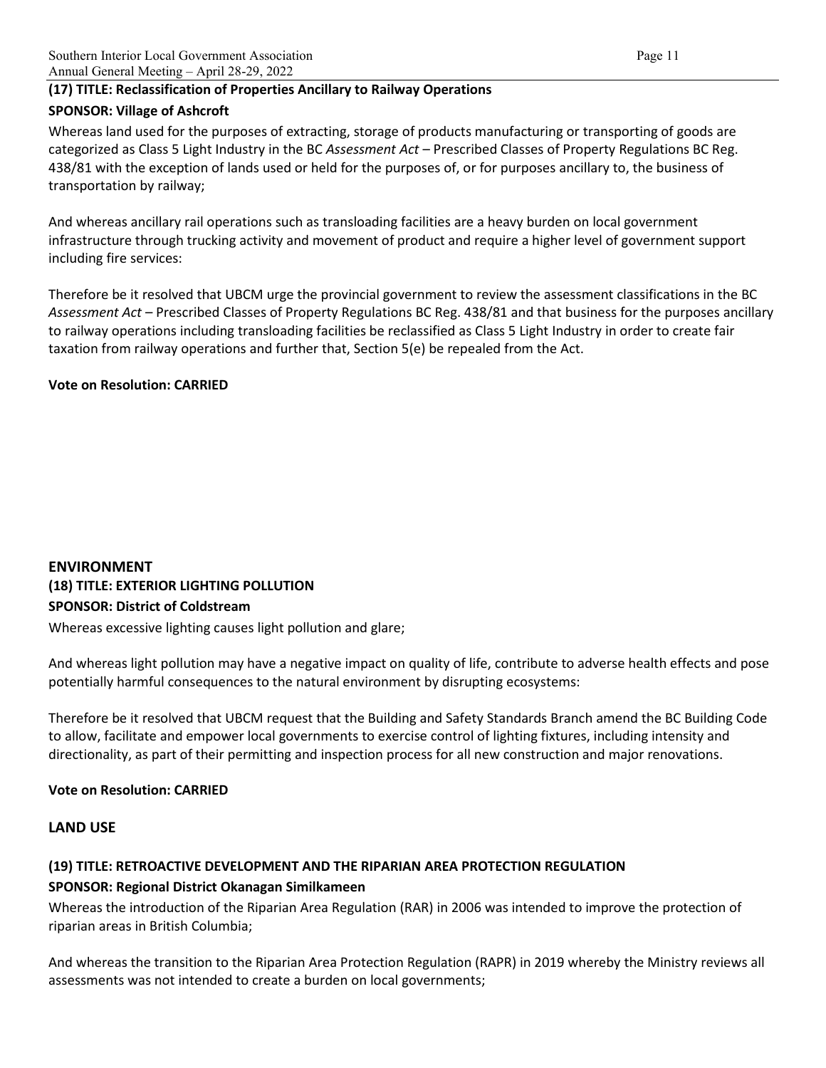**(17) TITLE: Reclassification of Properties Ancillary to Railway Operations**

**SPONSOR: Village of Ashcroft**

Whereas land used for the purposes of extracting, storage of products manufacturing or transporting of goods are categorized as Class 5 Light Industry in the BC *Assessment Act* – Prescribed Classes of Property Regulations BC Reg. 438/81 with the exception of lands used or held for the purposes of, or for purposes ancillary to, the business of transportation by railway;

And whereas ancillary rail operations such as transloading facilities are a heavy burden on local government infrastructure through trucking activity and movement of product and require a higher level of government support including fire services:

Therefore be it resolved that UBCM urge the provincial government to review the assessment classifications in the BC *Assessment Act* – Prescribed Classes of Property Regulations BC Reg. 438/81 and that business for the purposes ancillary to railway operations including transloading facilities be reclassified as Class 5 Light Industry in order to create fair taxation from railway operations and further that, Section 5(e) be repealed from the Act.

**Vote on Resolution: CARRIED**

## ENVIRONMENT

**(18) TITLE: EXTERIOR LIGHTING POLLUTION**

**SPONSOR: District of Coldstream**

Whereas excessive lighting causes light pollution and glare;

And whereas light pollution may have a negative impact on quality of life, contribute to adverse health effects and pose potentially harmful consequences to the natural environment by disrupting ecosystems:

Therefore be it resolved that UBCM request that the Building and Safety Standards Branch amend the BC Building Code to allow, facilitate and empower local governments to exercise control of lighting fixtures, including intensity and directionality, as part of their permitting and inspection process for all new construction and major renovations.

**Vote on Resolution: CARRIED**

## LAND USE

**(19) TITLE: RETROACTIVE DEVELOPMENT AND THE RIPARIAN AREA PROTECTION REGULATION**

**SPONSOR: Regional District Okanagan Similkameen**

Whereas the introduction of the Riparian Area Regulation (RAR) in 2006 was intended to improve the protection of riparian areas in British Columbia;

And whereas the transition to the Riparian Area Protection Regulation (RAPR) in 2019 whereby the Ministry reviews all assessments was not intended to create a burden on local governments;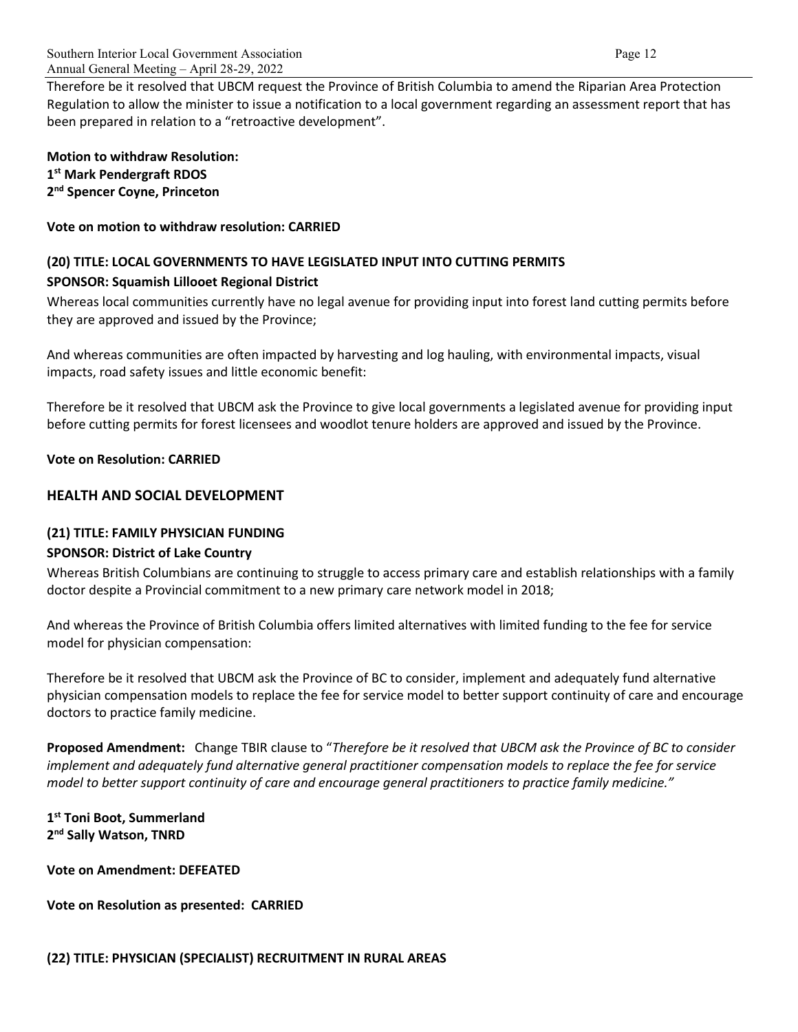Therefore be it resolved that UBCM request the Province of British Columbia to amend the Riparian Area Protection Regulation to allow the minister to issue a notification to a local government regarding an assessment report that has been prepared in relation to a "retroactive development".

**Motion to withdraw Resolution:**
**1st Mark Pendergraft RDOS**
**2nd Spencer Coyne, Princeton**

**Vote on motion to withdraw resolution: CARRIED**

### (20) TITLE: LOCAL GOVERNMENTS TO HAVE LEGISLATED INPUT INTO CUTTING PERMITS

**SPONSOR: Squamish Lillooet Regional District**

Whereas local communities currently have no legal avenue for providing input into forest land cutting permits before they are approved and issued by the Province;

And whereas communities are often impacted by harvesting and log hauling, with environmental impacts, visual impacts, road safety issues and little economic benefit:

Therefore be it resolved that UBCM ask the Province to give local governments a legislated avenue for providing input before cutting permits for forest licensees and woodlot tenure holders are approved and issued by the Province.

**Vote on Resolution: CARRIED**

## HEALTH AND SOCIAL DEVELOPMENT

### (21) TITLE: FAMILY PHYSICIAN FUNDING

**SPONSOR: District of Lake Country**

Whereas British Columbians are continuing to struggle to access primary care and establish relationships with a family doctor despite a Provincial commitment to a new primary care network model in 2018;

And whereas the Province of British Columbia offers limited alternatives with limited funding to the fee for service model for physician compensation:

Therefore be it resolved that UBCM ask the Province of BC to consider, implement and adequately fund alternative physician compensation models to replace the fee for service model to better support continuity of care and encourage doctors to practice family medicine.

**Proposed Amendment:** Change TBIR clause to "*Therefore be it resolved that UBCM ask the Province of BC to consider implement and adequately fund alternative general practitioner compensation models to replace the fee for service model to better support continuity of care and encourage general practitioners to practice family medicine.*"

**1st Toni Boot, Summerland**
**2nd Sally Watson, TNRD**

**Vote on Amendment: DEFEATED**

**Vote on Resolution as presented: CARRIED**

### (22) TITLE: PHYSICIAN (SPECIALIST) RECRUITMENT IN RURAL AREAS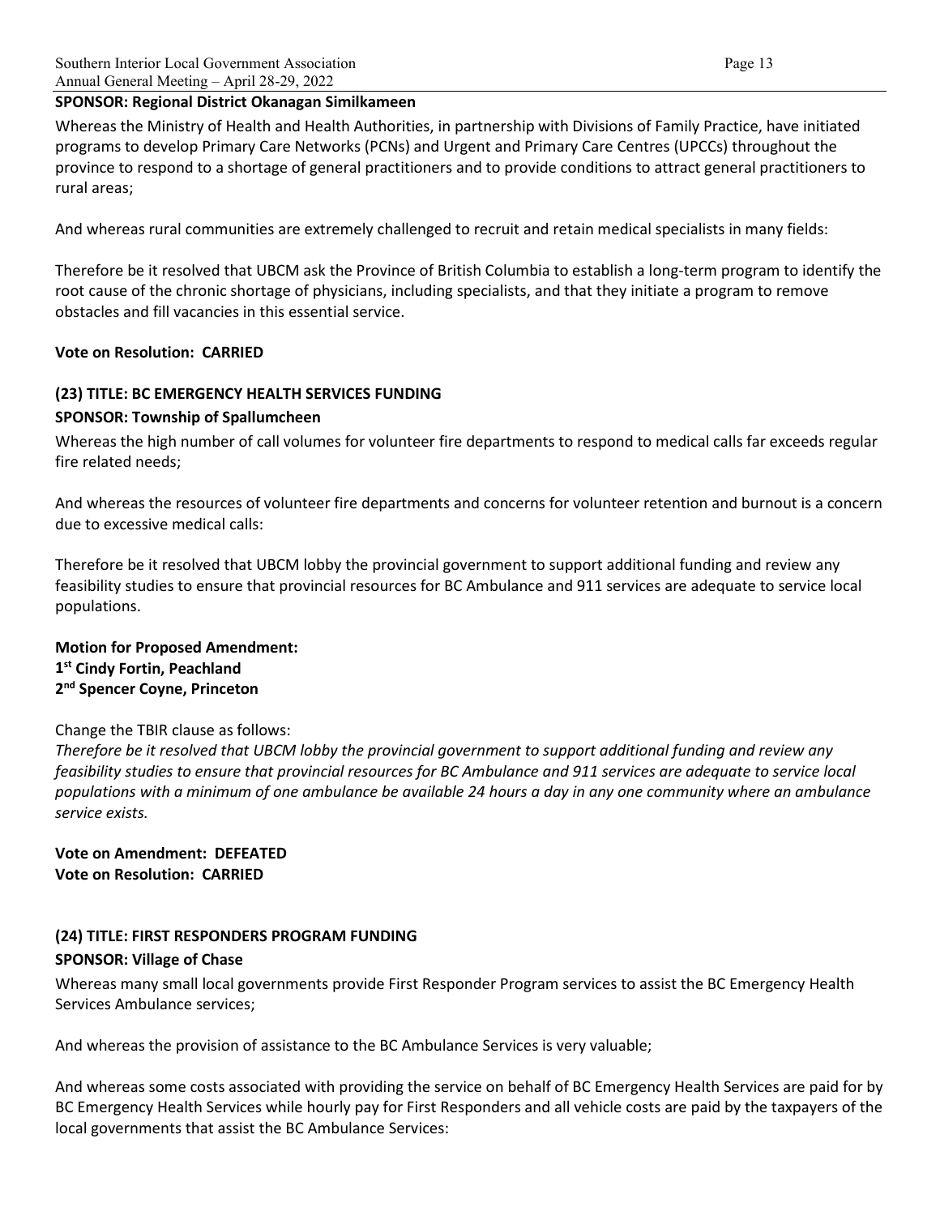**SPONSOR: Regional District Okanagan Similkameen**

Whereas the Ministry of Health and Health Authorities, in partnership with Divisions of Family Practice, have initiated programs to develop Primary Care Networks (PCNs) and Urgent and Primary Care Centres (UPCCs) throughout the province to respond to a shortage of general practitioners and to provide conditions to attract general practitioners to rural areas;

And whereas rural communities are extremely challenged to recruit and retain medical specialists in many fields:

Therefore be it resolved that UBCM ask the Province of British Columbia to establish a long-term program to identify the root cause of the chronic shortage of physicians, including specialists, and that they initiate a program to remove obstacles and fill vacancies in this essential service.

**Vote on Resolution: CARRIED**

### (23) TITLE: BC EMERGENCY HEALTH SERVICES FUNDING

**SPONSOR: Township of Spallumcheen**

Whereas the high number of call volumes for volunteer fire departments to respond to medical calls far exceeds regular fire related needs;

And whereas the resources of volunteer fire departments and concerns for volunteer retention and burnout is a concern due to excessive medical calls:

Therefore be it resolved that UBCM lobby the provincial government to support additional funding and review any feasibility studies to ensure that provincial resources for BC Ambulance and 911 services are adequate to service local populations.

**Motion for Proposed Amendment:**
**1st Cindy Fortin, Peachland**
**2nd Spencer Coyne, Princeton**

Change the TBIR clause as follows:
*Therefore be it resolved that UBCM lobby the provincial government to support additional funding and review any feasibility studies to ensure that provincial resources for BC Ambulance and 911 services are adequate to service local populations with a minimum of one ambulance be available 24 hours a day in any one community where an ambulance service exists.*

**Vote on Amendment: DEFEATED**
**Vote on Resolution: CARRIED**

### (24) TITLE: FIRST RESPONDERS PROGRAM FUNDING

**SPONSOR: Village of Chase**

Whereas many small local governments provide First Responder Program services to assist the BC Emergency Health Services Ambulance services;

And whereas the provision of assistance to the BC Ambulance Services is very valuable;

And whereas some costs associated with providing the service on behalf of BC Emergency Health Services are paid for by BC Emergency Health Services while hourly pay for First Responders and all vehicle costs are paid by the taxpayers of the local governments that assist the BC Ambulance Services: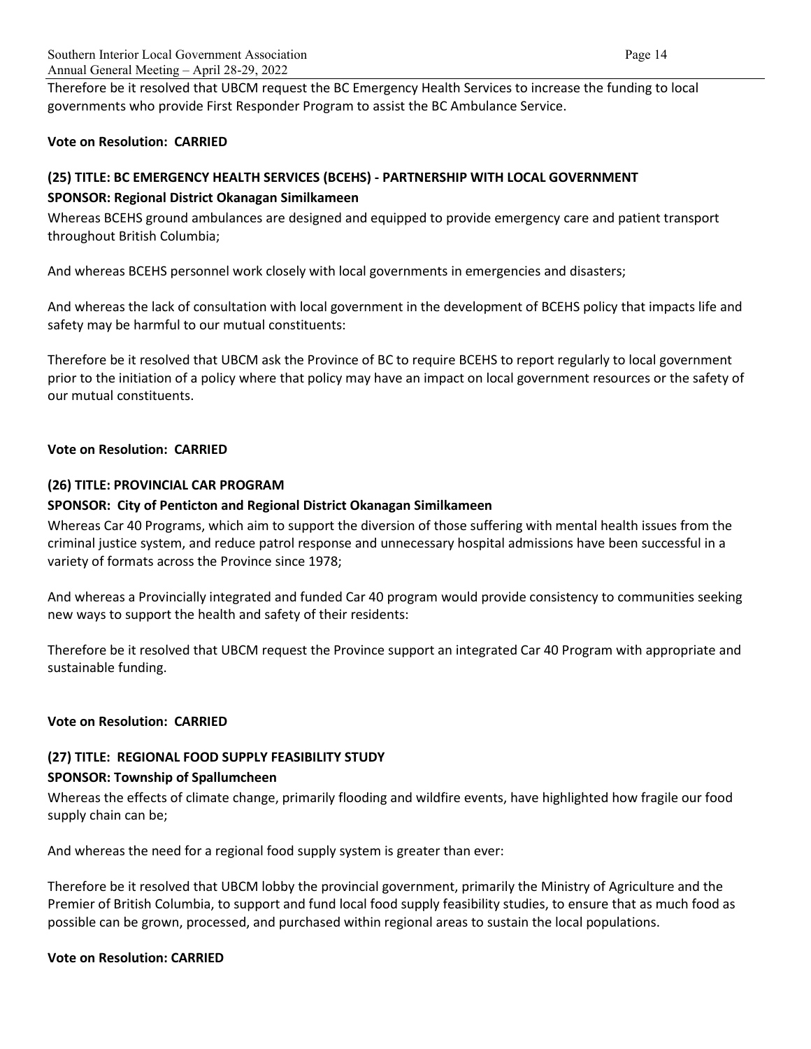Therefore be it resolved that UBCM request the BC Emergency Health Services to increase the funding to local governments who provide First Responder Program to assist the BC Ambulance Service.

**Vote on Resolution: CARRIED**

**(25) TITLE: BC EMERGENCY HEALTH SERVICES (BCEHS) - PARTNERSHIP WITH LOCAL GOVERNMENT**

**SPONSOR: Regional District Okanagan Similkameen**

Whereas BCEHS ground ambulances are designed and equipped to provide emergency care and patient transport throughout British Columbia;

And whereas BCEHS personnel work closely with local governments in emergencies and disasters;

And whereas the lack of consultation with local government in the development of BCEHS policy that impacts life and safety may be harmful to our mutual constituents:

Therefore be it resolved that UBCM ask the Province of BC to require BCEHS to report regularly to local government prior to the initiation of a policy where that policy may have an impact on local government resources or the safety of our mutual constituents.

**Vote on Resolution: CARRIED**

**(26) TITLE: PROVINCIAL CAR PROGRAM**

**SPONSOR: City of Penticton and Regional District Okanagan Similkameen**

Whereas Car 40 Programs, which aim to support the diversion of those suffering with mental health issues from the criminal justice system, and reduce patrol response and unnecessary hospital admissions have been successful in a variety of formats across the Province since 1978;

And whereas a Provincially integrated and funded Car 40 program would provide consistency to communities seeking new ways to support the health and safety of their residents:

Therefore be it resolved that UBCM request the Province support an integrated Car 40 Program with appropriate and sustainable funding.

**Vote on Resolution: CARRIED**

**(27) TITLE: REGIONAL FOOD SUPPLY FEASIBILITY STUDY**

**SPONSOR: Township of Spallumcheen**

Whereas the effects of climate change, primarily flooding and wildfire events, have highlighted how fragile our food supply chain can be;

And whereas the need for a regional food supply system is greater than ever:

Therefore be it resolved that UBCM lobby the provincial government, primarily the Ministry of Agriculture and the Premier of British Columbia, to support and fund local food supply feasibility studies, to ensure that as much food as possible can be grown, processed, and purchased within regional areas to sustain the local populations.

**Vote on Resolution: CARRIED**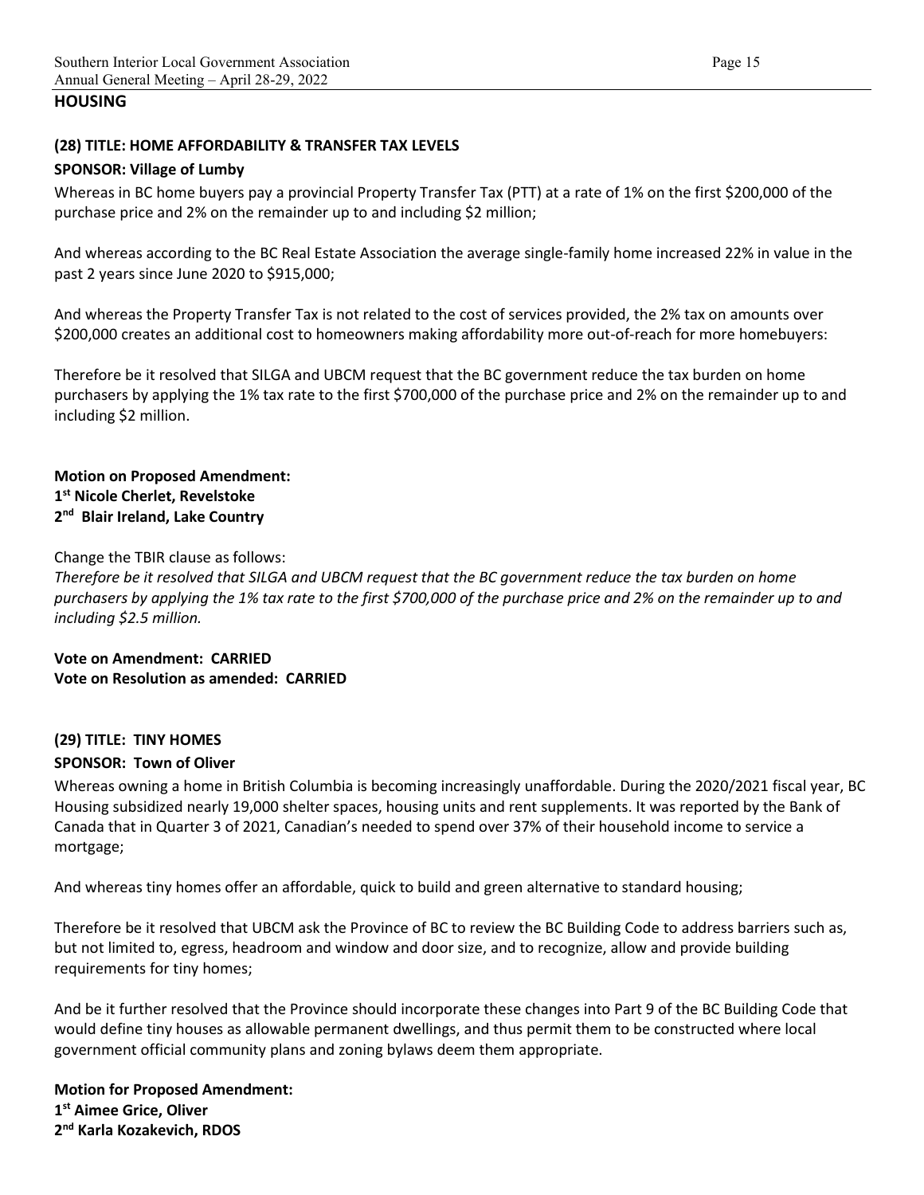## HOUSING

### (28) TITLE: HOME AFFORDABILITY & TRANSFER TAX LEVELS

**SPONSOR: Village of Lumby**

Whereas in BC home buyers pay a provincial Property Transfer Tax (PTT) at a rate of 1% on the first $200,000 of the purchase price and 2% on the remainder up to and including $2 million;

And whereas according to the BC Real Estate Association the average single-family home increased 22% in value in the past 2 years since June 2020 to $915,000;

And whereas the Property Transfer Tax is not related to the cost of services provided, the 2% tax on amounts over $200,000 creates an additional cost to homeowners making affordability more out-of-reach for more homebuyers:

Therefore be it resolved that SILGA and UBCM request that the BC government reduce the tax burden on home purchasers by applying the 1% tax rate to the first $700,000 of the purchase price and 2% on the remainder up to and including $2 million.

**Motion on Proposed Amendment:**
**1st Nicole Cherlet, Revelstoke**
**2nd Blair Ireland, Lake Country**

Change the TBIR clause as follows:
*Therefore be it resolved that SILGA and UBCM request that the BC government reduce the tax burden on home purchasers by applying the 1% tax rate to the first $700,000 of the purchase price and 2% on the remainder up to and including $2.5 million.*

**Vote on Amendment: CARRIED**
**Vote on Resolution as amended: CARRIED**

### (29) TITLE: TINY HOMES

**SPONSOR: Town of Oliver**

Whereas owning a home in British Columbia is becoming increasingly unaffordable. During the 2020/2021 fiscal year, BC Housing subsidized nearly 19,000 shelter spaces, housing units and rent supplements. It was reported by the Bank of Canada that in Quarter 3 of 2021, Canadian's needed to spend over 37% of their household income to service a mortgage;

And whereas tiny homes offer an affordable, quick to build and green alternative to standard housing;

Therefore be it resolved that UBCM ask the Province of BC to review the BC Building Code to address barriers such as, but not limited to, egress, headroom and window and door size, and to recognize, allow and provide building requirements for tiny homes;

And be it further resolved that the Province should incorporate these changes into Part 9 of the BC Building Code that would define tiny houses as allowable permanent dwellings, and thus permit them to be constructed where local government official community plans and zoning bylaws deem them appropriate.

**Motion for Proposed Amendment:**
**1st Aimee Grice, Oliver**
**2nd Karla Kozakevich, RDOS**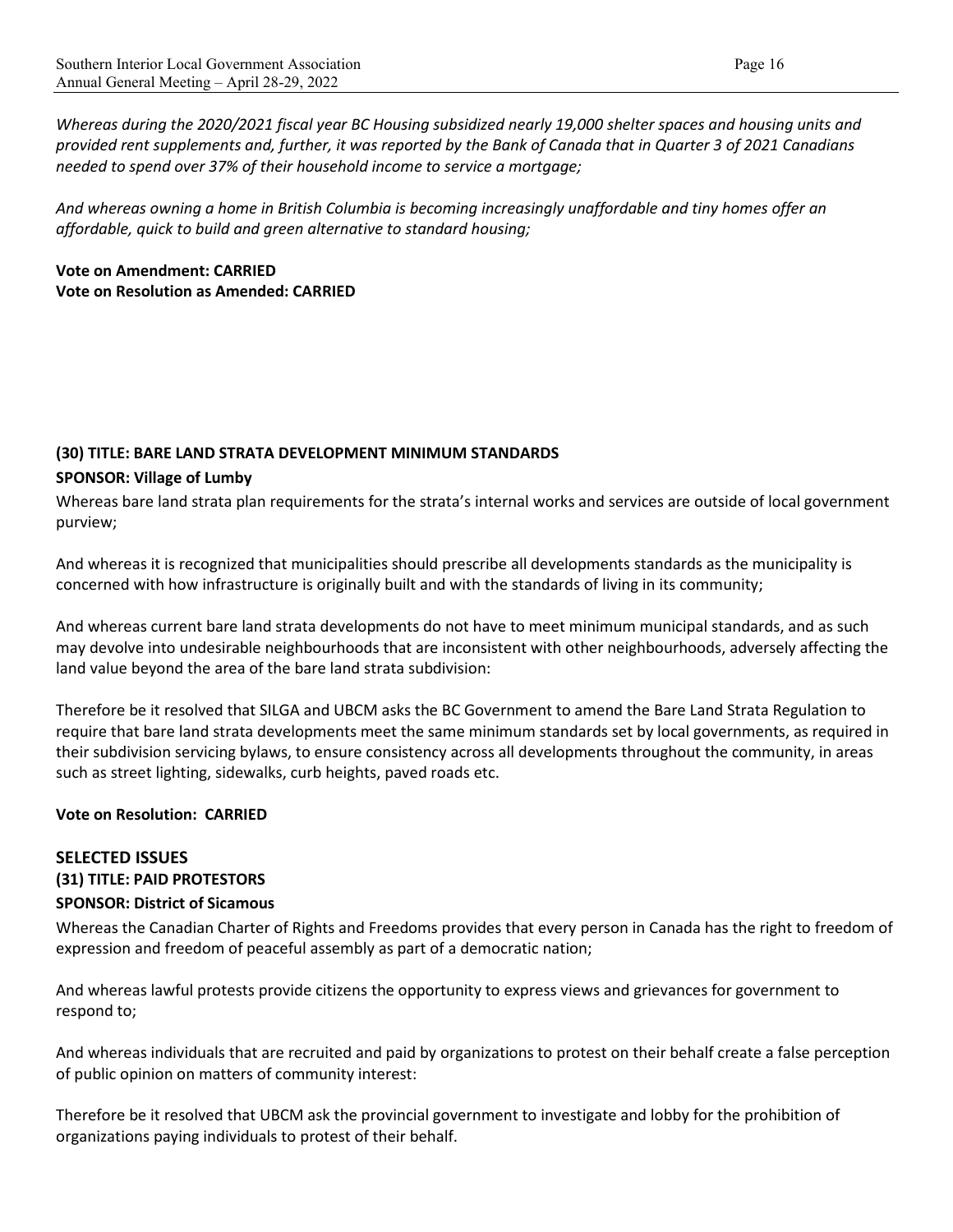*Whereas during the 2020/2021 fiscal year BC Housing subsidized nearly 19,000 shelter spaces and housing units and provided rent supplements and, further, it was reported by the Bank of Canada that in Quarter 3 of 2021 Canadians needed to spend over 37% of their household income to service a mortgage;*

*And whereas owning a home in British Columbia is becoming increasingly unaffordable and tiny homes offer an affordable, quick to build and green alternative to standard housing;*

**Vote on Amendment: CARRIED**
**Vote on Resolution as Amended: CARRIED**

### (30) TITLE: BARE LAND STRATA DEVELOPMENT MINIMUM STANDARDS

**SPONSOR: Village of Lumby**

Whereas bare land strata plan requirements for the strata's internal works and services are outside of local government purview;

And whereas it is recognized that municipalities should prescribe all developments standards as the municipality is concerned with how infrastructure is originally built and with the standards of living in its community;

And whereas current bare land strata developments do not have to meet minimum municipal standards, and as such may devolve into undesirable neighbourhoods that are inconsistent with other neighbourhoods, adversely affecting the land value beyond the area of the bare land strata subdivision:

Therefore be it resolved that SILGA and UBCM asks the BC Government to amend the Bare Land Strata Regulation to require that bare land strata developments meet the same minimum standards set by local governments, as required in their subdivision servicing bylaws, to ensure consistency across all developments throughout the community, in areas such as street lighting, sidewalks, curb heights, paved roads etc.

**Vote on Resolution: CARRIED**

## SELECTED ISSUES

### (31) TITLE: PAID PROTESTORS

**SPONSOR: District of Sicamous**

Whereas the Canadian Charter of Rights and Freedoms provides that every person in Canada has the right to freedom of expression and freedom of peaceful assembly as part of a democratic nation;

And whereas lawful protests provide citizens the opportunity to express views and grievances for government to respond to;

And whereas individuals that are recruited and paid by organizations to protest on their behalf create a false perception of public opinion on matters of community interest:

Therefore be it resolved that UBCM ask the provincial government to investigate and lobby for the prohibition of organizations paying individuals to protest of their behalf.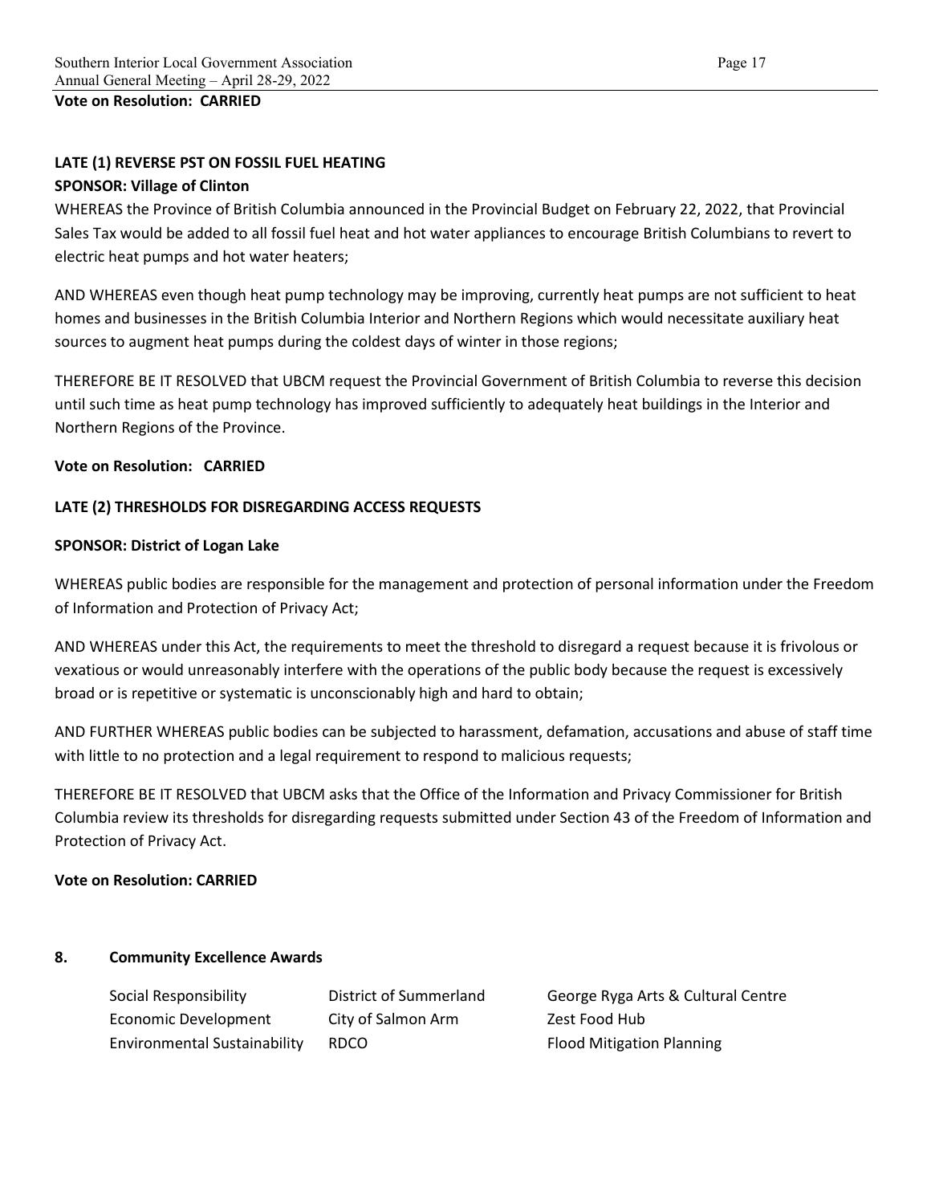**Vote on Resolution: CARRIED**

**LATE (1) REVERSE PST ON FOSSIL FUEL HEATING**

**SPONSOR: Village of Clinton**

WHEREAS the Province of British Columbia announced in the Provincial Budget on February 22, 2022, that Provincial Sales Tax would be added to all fossil fuel heat and hot water appliances to encourage British Columbians to revert to electric heat pumps and hot water heaters;

AND WHEREAS even though heat pump technology may be improving, currently heat pumps are not sufficient to heat homes and businesses in the British Columbia Interior and Northern Regions which would necessitate auxiliary heat sources to augment heat pumps during the coldest days of winter in those regions;

THEREFORE BE IT RESOLVED that UBCM request the Provincial Government of British Columbia to reverse this decision until such time as heat pump technology has improved sufficiently to adequately heat buildings in the Interior and Northern Regions of the Province.

**Vote on Resolution: CARRIED**

**LATE (2) THRESHOLDS FOR DISREGARDING ACCESS REQUESTS**

**SPONSOR: District of Logan Lake**

WHEREAS public bodies are responsible for the management and protection of personal information under the Freedom of Information and Protection of Privacy Act;

AND WHEREAS under this Act, the requirements to meet the threshold to disregard a request because it is frivolous or vexatious or would unreasonably interfere with the operations of the public body because the request is excessively broad or is repetitive or systematic is unconscionably high and hard to obtain;

AND FURTHER WHEREAS public bodies can be subjected to harassment, defamation, accusations and abuse of staff time with little to no protection and a legal requirement to respond to malicious requests;

THEREFORE BE IT RESOLVED that UBCM asks that the Office of the Information and Privacy Commissioner for British Columbia review its thresholds for disregarding requests submitted under Section 43 of the Freedom of Information and Protection of Privacy Act.

**Vote on Resolution: CARRIED**

## 8. Community Excellence Awards

| | | |
|---|---|---|
| Social Responsibility | District of Summerland | George Ryga Arts & Cultural Centre |
| Economic Development | City of Salmon Arm | Zest Food Hub |
| Environmental Sustainability | RDCO | Flood Mitigation Planning |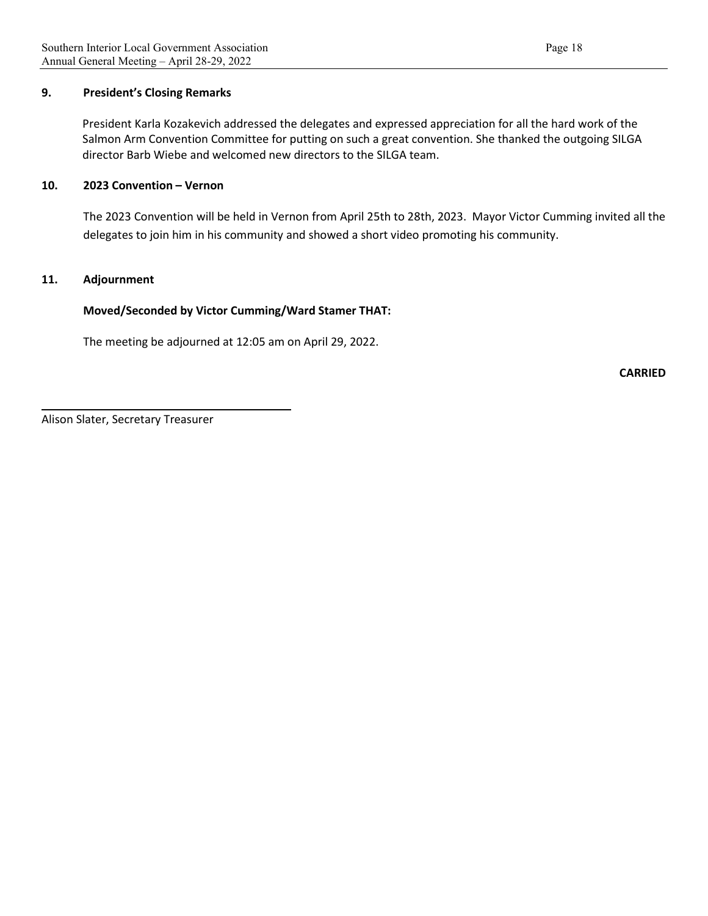## 9. President's Closing Remarks

President Karla Kozakevich addressed the delegates and expressed appreciation for all the hard work of the Salmon Arm Convention Committee for putting on such a great convention. She thanked the outgoing SILGA director Barb Wiebe and welcomed new directors to the SILGA team.

## 10. 2023 Convention – Vernon

The 2023 Convention will be held in Vernon from April 25th to 28th, 2023. Mayor Victor Cumming invited all the delegates to join him in his community and showed a short video promoting his community.

## 11. Adjournment

**Moved/Seconded by Victor Cumming/Ward Stamer THAT:**

The meeting be adjourned at 12:05 am on April 29, 2022.

**CARRIED**

\_\_\_\_\_\_\_\_\_\_\_\_\_\_\_\_\_\_\_\_\_\_\_\_\_\_\_\_\_\_\_\_\_\_\_\_\_\_\_\_

Alison Slater, Secretary Treasurer